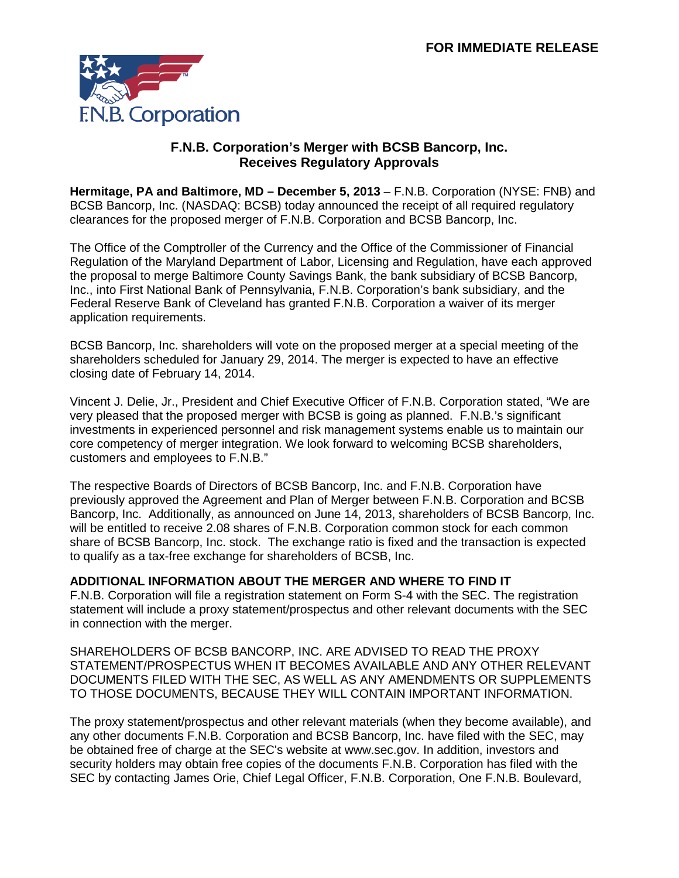**FOR IMMEDIATE RELEASE**

F.N.B. Corporation

## F.N.B. Corporation's Merger with BCSB Bancorp, Inc. Receives Regulatory Approvals

**Hermitage, PA and Baltimore, MD – December 5, 2013** – F.N.B. Corporation (NYSE: FNB) and BCSB Bancorp, Inc. (NASDAQ: BCSB) today announced the receipt of all required regulatory clearances for the proposed merger of F.N.B. Corporation and BCSB Bancorp, Inc.

The Office of the Comptroller of the Currency and the Office of the Commissioner of Financial Regulation of the Maryland Department of Labor, Licensing and Regulation, have each approved the proposal to merge Baltimore County Savings Bank, the bank subsidiary of BCSB Bancorp, Inc., into First National Bank of Pennsylvania, F.N.B. Corporation's bank subsidiary, and the Federal Reserve Bank of Cleveland has granted F.N.B. Corporation a waiver of its merger application requirements.

BCSB Bancorp, Inc. shareholders will vote on the proposed merger at a special meeting of the shareholders scheduled for January 29, 2014. The merger is expected to have an effective closing date of February 14, 2014.

Vincent J. Delie, Jr., President and Chief Executive Officer of F.N.B. Corporation stated, "We are very pleased that the proposed merger with BCSB is going as planned. F.N.B.'s significant investments in experienced personnel and risk management systems enable us to maintain our core competency of merger integration. We look forward to welcoming BCSB shareholders, customers and employees to F.N.B."

The respective Boards of Directors of BCSB Bancorp, Inc. and F.N.B. Corporation have previously approved the Agreement and Plan of Merger between F.N.B. Corporation and BCSB Bancorp, Inc. Additionally, as announced on June 14, 2013, shareholders of BCSB Bancorp, Inc. will be entitled to receive 2.08 shares of F.N.B. Corporation common stock for each common share of BCSB Bancorp, Inc. stock. The exchange ratio is fixed and the transaction is expected to qualify as a tax-free exchange for shareholders of BCSB, Inc.

**ADDITIONAL INFORMATION ABOUT THE MERGER AND WHERE TO FIND IT**

F.N.B. Corporation will file a registration statement on Form S-4 with the SEC. The registration statement will include a proxy statement/prospectus and other relevant documents with the SEC in connection with the merger.

SHAREHOLDERS OF BCSB BANCORP, INC. ARE ADVISED TO READ THE PROXY STATEMENT/PROSPECTUS WHEN IT BECOMES AVAILABLE AND ANY OTHER RELEVANT DOCUMENTS FILED WITH THE SEC, AS WELL AS ANY AMENDMENTS OR SUPPLEMENTS TO THOSE DOCUMENTS, BECAUSE THEY WILL CONTAIN IMPORTANT INFORMATION.

The proxy statement/prospectus and other relevant materials (when they become available), and any other documents F.N.B. Corporation and BCSB Bancorp, Inc. have filed with the SEC, may be obtained free of charge at the SEC's website at www.sec.gov. In addition, investors and security holders may obtain free copies of the documents F.N.B. Corporation has filed with the SEC by contacting James Orie, Chief Legal Officer, F.N.B. Corporation, One F.N.B. Boulevard,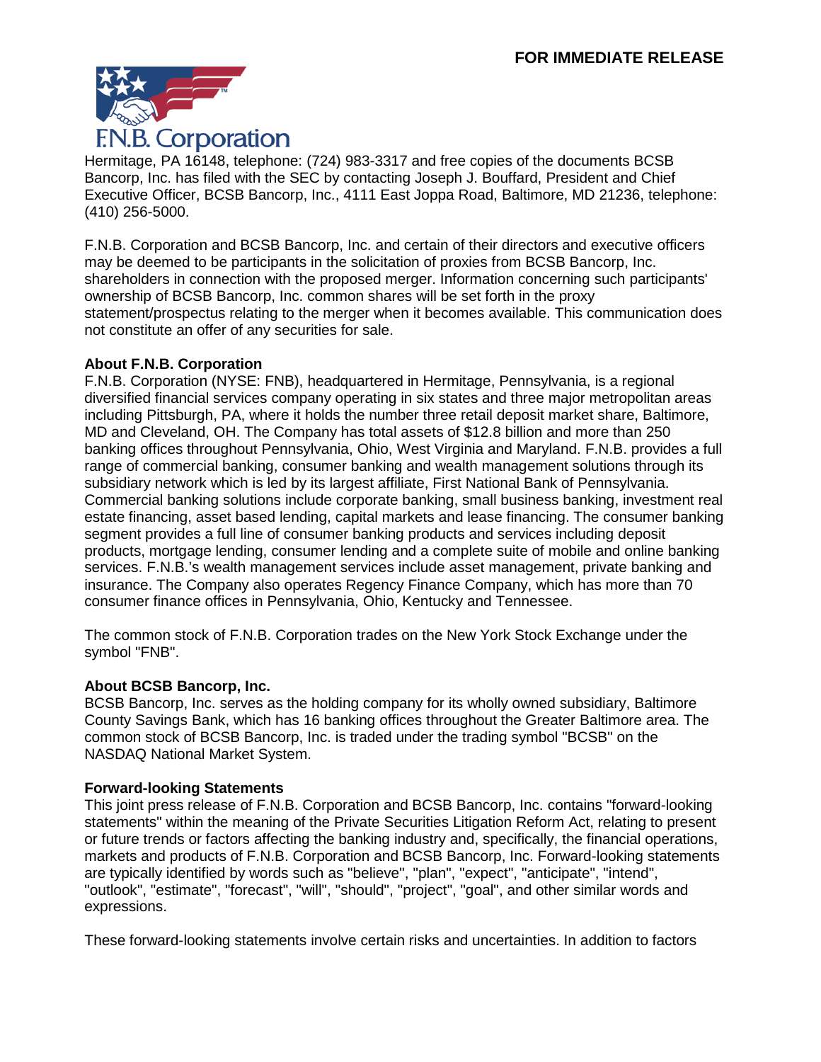Hermitage, PA 16148, telephone: (724) 983-3317 and free copies of the documents BCSB Bancorp, Inc. has filed with the SEC by contacting Joseph J. Bouffard, President and Chief Executive Officer, BCSB Bancorp, Inc., 4111 East Joppa Road, Baltimore, MD 21236, telephone: (410) 256-5000.

F.N.B. Corporation and BCSB Bancorp, Inc. and certain of their directors and executive officers may be deemed to be participants in the solicitation of proxies from BCSB Bancorp, Inc. shareholders in connection with the proposed merger. Information concerning such participants' ownership of BCSB Bancorp, Inc. common shares will be set forth in the proxy statement/prospectus relating to the merger when it becomes available. This communication does not constitute an offer of any securities for sale.

**About F.N.B. Corporation**

F.N.B. Corporation (NYSE: FNB), headquartered in Hermitage, Pennsylvania, is a regional diversified financial services company operating in six states and three major metropolitan areas including Pittsburgh, PA, where it holds the number three retail deposit market share, Baltimore, MD and Cleveland, OH. The Company has total assets of $12.8 billion and more than 250 banking offices throughout Pennsylvania, Ohio, West Virginia and Maryland. F.N.B. provides a full range of commercial banking, consumer banking and wealth management solutions through its subsidiary network which is led by its largest affiliate, First National Bank of Pennsylvania. Commercial banking solutions include corporate banking, small business banking, investment real estate financing, asset based lending, capital markets and lease financing. The consumer banking segment provides a full line of consumer banking products and services including deposit products, mortgage lending, consumer lending and a complete suite of mobile and online banking services. F.N.B.'s wealth management services include asset management, private banking and insurance. The Company also operates Regency Finance Company, which has more than 70 consumer finance offices in Pennsylvania, Ohio, Kentucky and Tennessee.

The common stock of F.N.B. Corporation trades on the New York Stock Exchange under the symbol "FNB".

**About BCSB Bancorp, Inc.**

BCSB Bancorp, Inc. serves as the holding company for its wholly owned subsidiary, Baltimore County Savings Bank, which has 16 banking offices throughout the Greater Baltimore area. The common stock of BCSB Bancorp, Inc. is traded under the trading symbol "BCSB" on the NASDAQ National Market System.

**Forward-looking Statements**

This joint press release of F.N.B. Corporation and BCSB Bancorp, Inc. contains "forward-looking statements" within the meaning of the Private Securities Litigation Reform Act, relating to present or future trends or factors affecting the banking industry and, specifically, the financial operations, markets and products of F.N.B. Corporation and BCSB Bancorp, Inc. Forward-looking statements are typically identified by words such as "believe", "plan", "expect", "anticipate", "intend", "outlook", "estimate", "forecast", "will", "should", "project", "goal", and other similar words and expressions.

These forward-looking statements involve certain risks and uncertainties. In addition to factors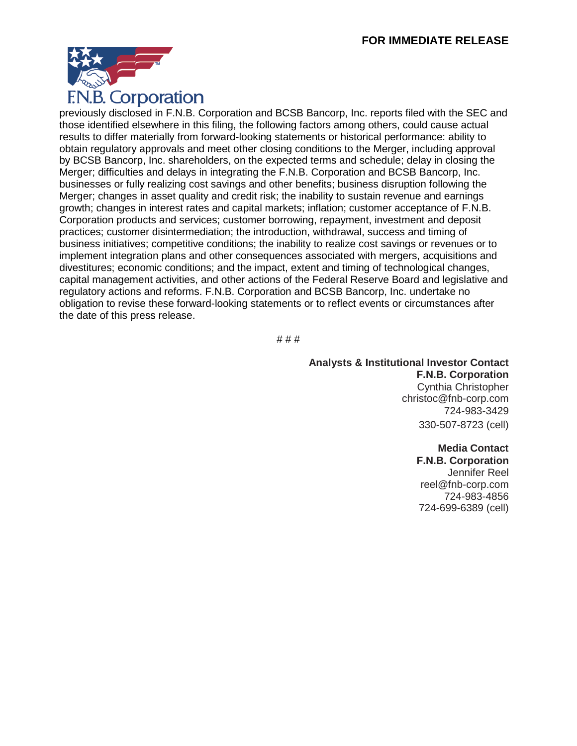**FOR IMMEDIATE RELEASE**

previously disclosed in F.N.B. Corporation and BCSB Bancorp, Inc. reports filed with the SEC and those identified elsewhere in this filing, the following factors among others, could cause actual results to differ materially from forward-looking statements or historical performance: ability to obtain regulatory approvals and meet other closing conditions to the Merger, including approval by BCSB Bancorp, Inc. shareholders, on the expected terms and schedule; delay in closing the Merger; difficulties and delays in integrating the F.N.B. Corporation and BCSB Bancorp, Inc. businesses or fully realizing cost savings and other benefits; business disruption following the Merger; changes in asset quality and credit risk; the inability to sustain revenue and earnings growth; changes in interest rates and capital markets; inflation; customer acceptance of F.N.B. Corporation products and services; customer borrowing, repayment, investment and deposit practices; customer disintermediation; the introduction, withdrawal, success and timing of business initiatives; competitive conditions; the inability to realize cost savings or revenues or to implement integration plans and other consequences associated with mergers, acquisitions and divestitures; economic conditions; and the impact, extent and timing of technological changes, capital management activities, and other actions of the Federal Reserve Board and legislative and regulatory actions and reforms. F.N.B. Corporation and BCSB Bancorp, Inc. undertake no obligation to revise these forward-looking statements or to reflect events or circumstances after the date of this press release.

# # #

**Analysts & Institutional Investor Contact**
**F.N.B. Corporation**
Cynthia Christopher
christoc@fnb-corp.com
724-983-3429
330-507-8723 (cell)

**Media Contact**
**F.N.B. Corporation**
Jennifer Reel
reel@fnb-corp.com
724-983-4856
724-699-6389 (cell)